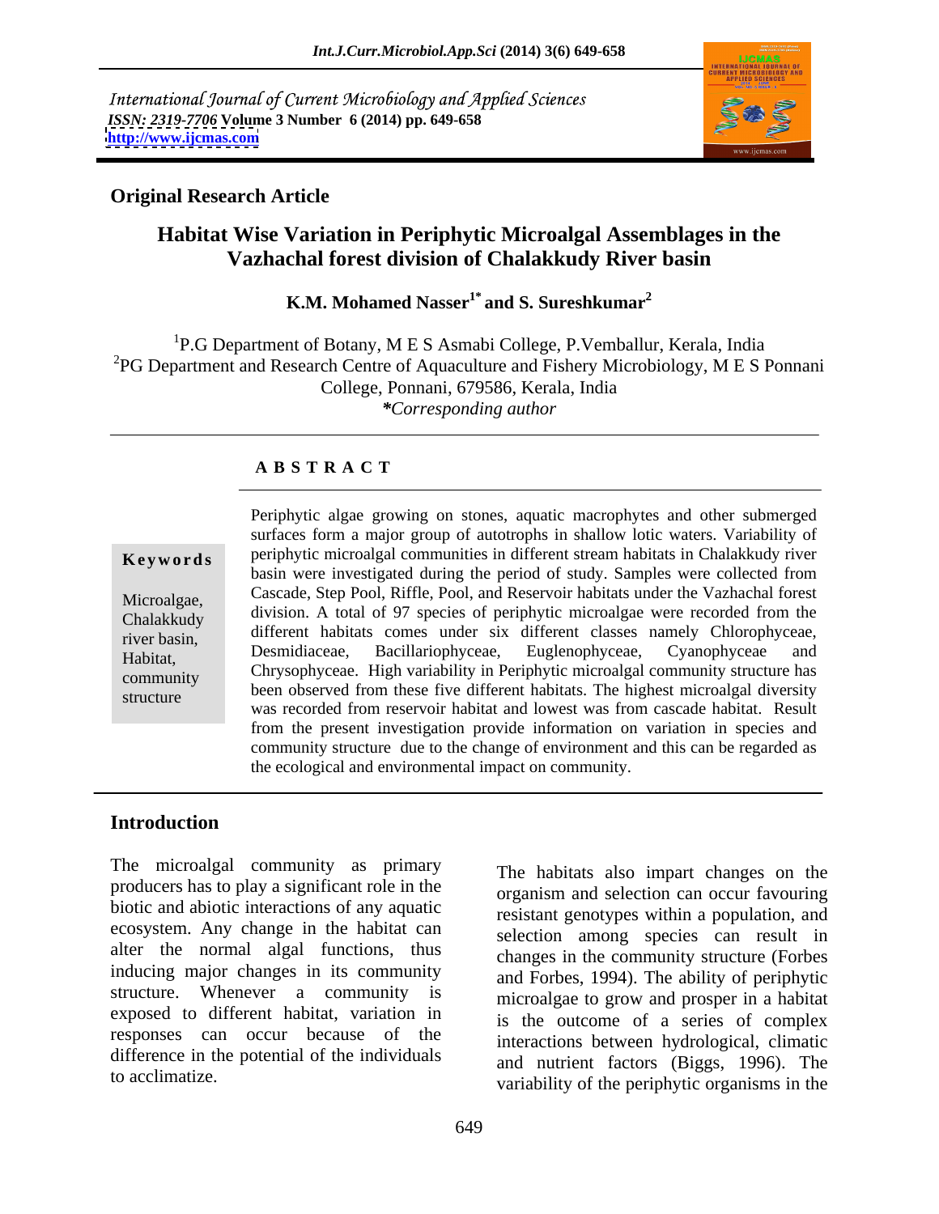International Journal of Current Microbiology and Applied Sciences
*ISSN: 2319-7706* **Volume 3 Number 6 (2014) pp. 649-658**
**http://www.ijcmas.com**

**Original Research Article**

# Habitat Wise Variation in Periphytic Microalgal Assemblages in the Vazhachal forest division of Chalakkudy River basin

**K.M. Mohamed Nasser[1*] and S. Sureshkumar[2]**

[1]P.G Department of Botany, M E S Asmabi College, P.Vemballur, Kerala, India
[2]PG Department and Research Centre of Aquaculture and Fishery Microbiology, M E S Ponnani College, Ponnani, 679586, Kerala, India
*\*Corresponding author*

## ABSTRACT

**Keywords**

Microalgae, Chalakkudy river basin, Habitat, community structure

Periphytic algae growing on stones, aquatic macrophytes and other submerged surfaces form a major group of autotrophs in shallow lotic waters. Variability of periphytic microalgal communities in different stream habitats in Chalakkudy river basin were investigated during the period of study. Samples were collected from Cascade, Step Pool, Riffle, Pool, and Reservoir habitats under the Vazhachal forest division. A total of 97 species of periphytic microalgae were recorded from the different habitats comes under six different classes namely Chlorophyceae, Desmidiaceae, Bacillariophyceae, Euglenophyceae, Cyanophyceae and Chrysophyceae. High variability in Periphytic microalgal community structure has been observed from these five different habitats. The highest microalgal diversity was recorded from reservoir habitat and lowest was from cascade habitat. Result from the present investigation provide information on variation in species and community structure due to the change of environment and this can be regarded as the ecological and environmental impact on community.

## Introduction

The microalgal community as primary producers has to play a significant role in the biotic and abiotic interactions of any aquatic ecosystem. Any change in the habitat can alter the normal algal functions, thus inducing major changes in its community structure. Whenever a community is exposed to different habitat, variation in responses can occur because of the difference in the potential of the individuals to acclimatize.

The habitats also impart changes on the organism and selection can occur favouring resistant genotypes within a population, and selection among species can result in changes in the community structure (Forbes and Forbes, 1994). The ability of periphytic microalgae to grow and prosper in a habitat is the outcome of a series of complex interactions between hydrological, climatic and nutrient factors (Biggs, 1996). The variability of the periphytic organisms in the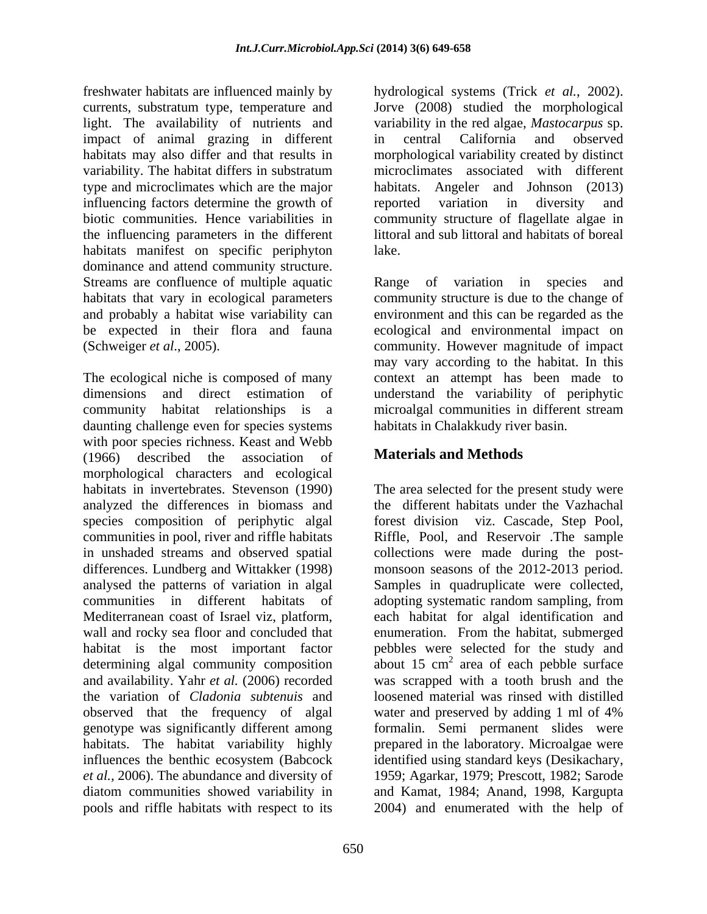freshwater habitats are influenced mainly by currents, substratum type, temperature and light. The availability of nutrients and impact of animal grazing in different habitats may also differ and that results in variability. The habitat differs in substratum type and microclimates which are the major influencing factors determine the growth of biotic communities. Hence variabilities in the influencing parameters in the different habitats manifest on specific periphyton dominance and attend community structure. Streams are confluence of multiple aquatic habitats that vary in ecological parameters and probably a habitat wise variability can be expected in their flora and fauna (Schweiger *et al*., 2005).

The ecological niche is composed of many dimensions and direct estimation of community habitat relationships is a daunting challenge even for species systems with poor species richness. Keast and Webb (1966) described the association of morphological characters and ecological habitats in invertebrates. Stevenson (1990) analyzed the differences in biomass and species composition of periphytic algal communities in pool, river and riffle habitats in unshaded streams and observed spatial differences. Lundberg and Wittakker (1998) analysed the patterns of variation in algal communities in different habitats of Mediterranean coast of Israel viz, platform, wall and rocky sea floor and concluded that habitat is the most important factor determining algal community composition and availability. Yahr *et al.* (2006) recorded the variation of *Cladonia subtenuis* and observed that the frequency of algal genotype was significantly different among habitats. The habitat variability highly influences the benthic ecosystem (Babcock *et al.,* 2006). The abundance and diversity of diatom communities showed variability in pools and riffle habitats with respect to its hydrological systems (Trick *et al.*, 2002). Jorve (2008) studied the morphological variability in the red algae, *Mastocarpus* sp. in central California and observed morphological variability created by distinct microclimates associated with different habitats. Angeler and Johnson (2013) reported variation in diversity and community structure of flagellate algae in littoral and sub littoral and habitats of boreal lake.

Range of variation in species and community structure is due to the change of environment and this can be regarded as the ecological and environmental impact on community. However magnitude of impact may vary according to the habitat. In this context an attempt has been made to understand the variability of periphytic microalgal communities in different stream habitats in Chalakkudy river basin.

## Materials and Methods

The area selected for the present study were the different habitats under the Vazhachal forest division viz. Cascade, Step Pool, Riffle, Pool, and Reservoir .The sample collections were made during the post-monsoon seasons of the 2012-2013 period. Samples in quadruplicate were collected, adopting systematic random sampling, from each habitat for algal identification and enumeration. From the habitat, submerged pebbles were selected for the study and about 15 $cm^2$ area of each pebble surface was scrapped with a tooth brush and the loosened material was rinsed with distilled water and preserved by adding 1 ml of 4% formalin. Semi permanent slides were prepared in the laboratory. Microalgae were identified using standard keys (Desikachary, 1959; Agarkar, 1979; Prescott, 1982; Sarode and Kamat, 1984; Anand, 1998, Kargupta 2004) and enumerated with the help of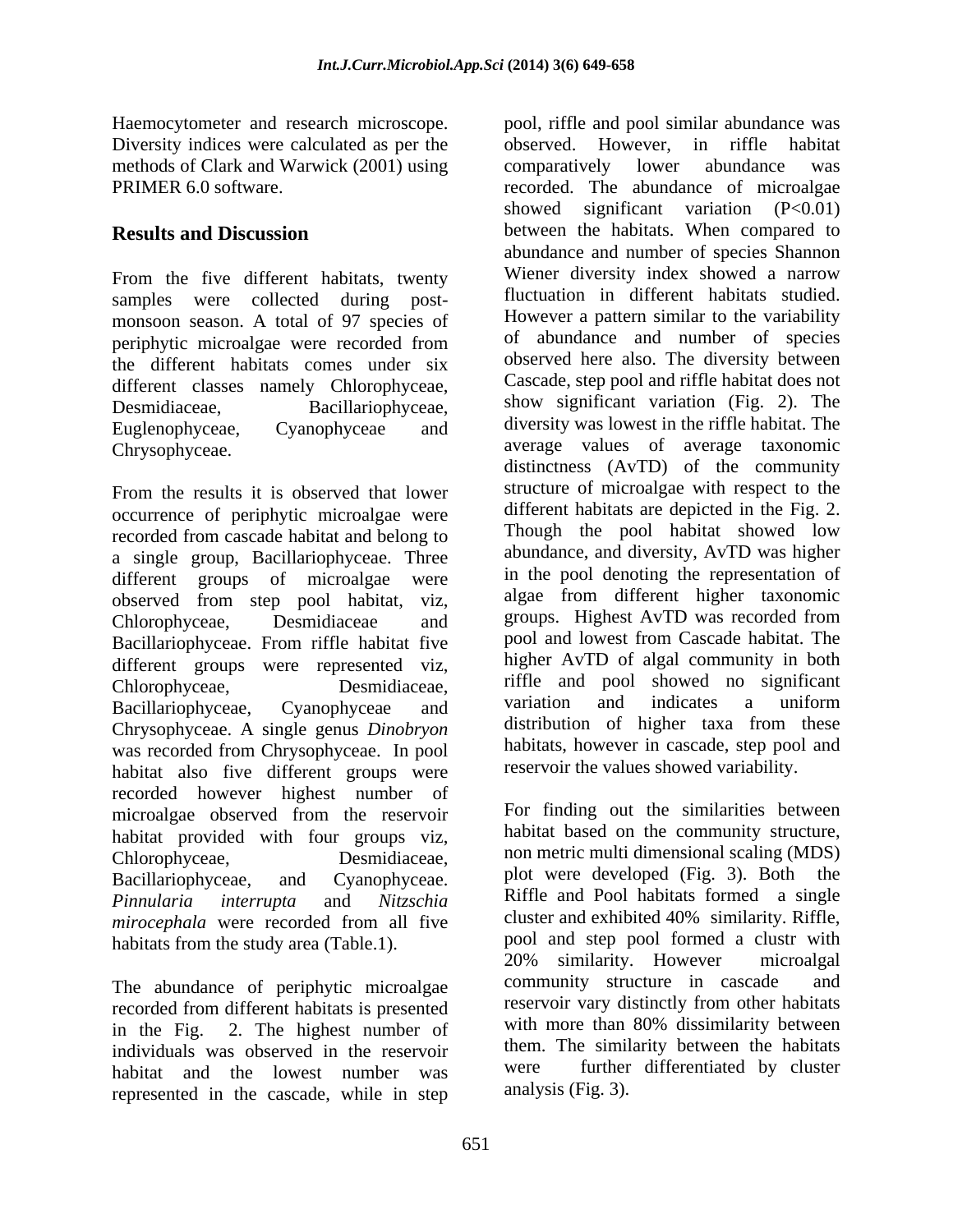Haemocytometer and research microscope. Diversity indices were calculated as per the methods of Clark and Warwick (2001) using PRIMER 6.0 software.

## Results and Discussion

From the five different habitats, twenty samples were collected during post-monsoon season. A total of 97 species of periphytic microalgae were recorded from the different habitats comes under six different classes namely Chlorophyceae, Desmidiaceae, Bacillariophyceae, Euglenophyceae, Cyanophyceae and Chrysophyceae.

From the results it is observed that lower occurrence of periphytic microalgae were recorded from cascade habitat and belong to a single group, Bacillariophyceae. Three different groups of microalgae were observed from step pool habitat, viz, Chlorophyceae, Desmidiaceae and Bacillariophyceae. From riffle habitat five different groups were represented viz, Chlorophyceae, Desmidiaceae, Bacillariophyceae, Cyanophyceae and Chrysophyceae. A single genus *Dinobryon* was recorded from Chrysophyceae. In pool habitat also five different groups were recorded however highest number of microalgae observed from the reservoir habitat provided with four groups viz, Chlorophyceae, Desmidiaceae, Bacillariophyceae, and Cyanophyceae. *Pinnularia interrupta* and *Nitzschia mirocephala* were recorded from all five habitats from the study area (Table.1).

The abundance of periphytic microalgae recorded from different habitats is presented in the Fig. 2. The highest number of individuals was observed in the reservoir habitat and the lowest number was represented in the cascade, while in step pool, riffle and pool similar abundance was observed. However, in riffle habitat comparatively lower abundance was recorded. The abundance of microalgae showed significant variation ($P<0.01$) between the habitats. When compared to abundance and number of species Shannon Wiener diversity index showed a narrow fluctuation in different habitats studied. However a pattern similar to the variability of abundance and number of species observed here also. The diversity between Cascade, step pool and riffle habitat does not show significant variation (Fig. 2). The diversity was lowest in the riffle habitat. The average values of average taxonomic distinctness (AvTD) of the community structure of microalgae with respect to the different habitats are depicted in the Fig. 2. Though the pool habitat showed low abundance, and diversity, AvTD was higher in the pool denoting the representation of algae from different higher taxonomic groups. Highest AvTD was recorded from pool and lowest from Cascade habitat. The higher AvTD of algal community in both riffle and pool showed no significant variation and indicates a uniform distribution of higher taxa from these habitats, however in cascade, step pool and reservoir the values showed variability.

For finding out the similarities between habitat based on the community structure, non metric multi dimensional scaling (MDS) plot were developed (Fig. 3). Both the Riffle and Pool habitats formed a single cluster and exhibited 40% similarity. Riffle, pool and step pool formed a clustr with 20% similarity. However microalgal community structure in cascade and reservoir vary distinctly from other habitats with more than 80% dissimilarity between them. The similarity between the habitats were further differentiated by cluster analysis (Fig. 3).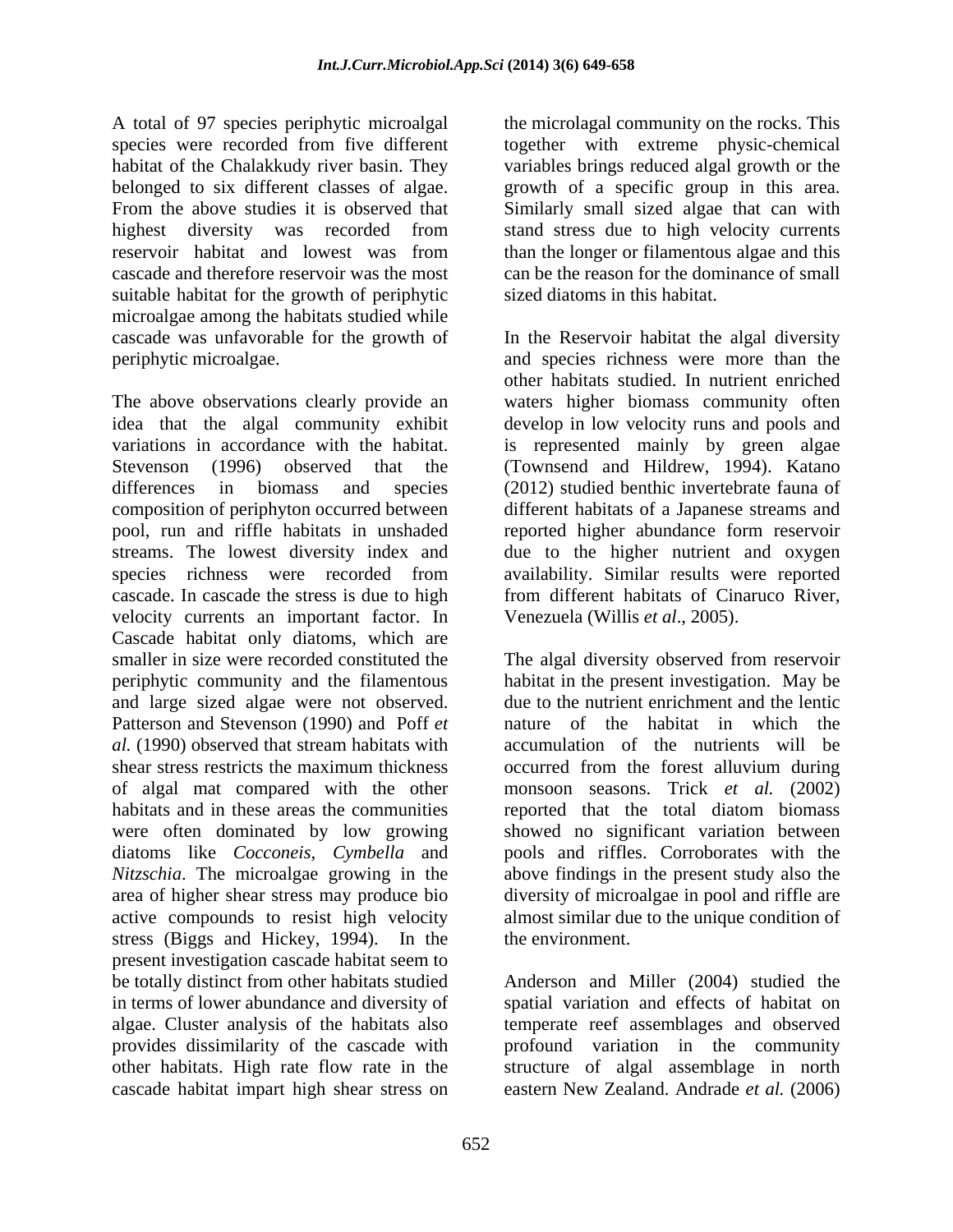A total of 97 species periphytic microalgal species were recorded from five different habitat of the Chalakkudy river basin. They belonged to six different classes of algae. From the above studies it is observed that highest diversity was recorded from reservoir habitat and lowest was from cascade and therefore reservoir was the most suitable habitat for the growth of periphytic microalgae among the habitats studied while cascade was unfavorable for the growth of periphytic microalgae.

The above observations clearly provide an idea that the algal community exhibit variations in accordance with the habitat. Stevenson (1996) observed that the differences in biomass and species composition of periphyton occurred between pool, run and riffle habitats in unshaded streams. The lowest diversity index and species richness were recorded from cascade. In cascade the stress is due to high velocity currents an important factor. In Cascade habitat only diatoms, which are smaller in size were recorded constituted the periphytic community and the filamentous and large sized algae were not observed. Patterson and Stevenson (1990) and Poff *et al.* (1990) observed that stream habitats with shear stress restricts the maximum thickness of algal mat compared with the other habitats and in these areas the communities were often dominated by low growing diatoms like *Cocconeis*, *Cymbella* and *Nitzschia*. The microalgae growing in the area of higher shear stress may produce bio active compounds to resist high velocity stress (Biggs and Hickey, 1994). In the present investigation cascade habitat seem to be totally distinct from other habitats studied in terms of lower abundance and diversity of algae. Cluster analysis of the habitats also provides dissimilarity of the cascade with other habitats. High rate flow rate in the cascade habitat impart high shear stress on the microlagal community on the rocks. This together with extreme physic-chemical variables brings reduced algal growth or the growth of a specific group in this area. Similarly small sized algae that can with stand stress due to high velocity currents than the longer or filamentous algae and this can be the reason for the dominance of small sized diatoms in this habitat.

In the Reservoir habitat the algal diversity and species richness were more than the other habitats studied. In nutrient enriched waters higher biomass community often develop in low velocity runs and pools and is represented mainly by green algae (Townsend and Hildrew, 1994). Katano (2012) studied benthic invertebrate fauna of different habitats of a Japanese streams and reported higher abundance form reservoir due to the higher nutrient and oxygen availability. Similar results were reported from different habitats of Cinaruco River, Venezuela (Willis *et al*., 2005).

The algal diversity observed from reservoir habitat in the present investigation. May be due to the nutrient enrichment and the lentic nature of the habitat in which the accumulation of the nutrients will be occurred from the forest alluvium during monsoon seasons. Trick *et al.* (2002) reported that the total diatom biomass showed no significant variation between pools and riffles. Corroborates with the above findings in the present study also the diversity of microalgae in pool and riffle are almost similar due to the unique condition of the environment.

Anderson and Miller (2004) studied the spatial variation and effects of habitat on temperate reef assemblages and observed profound variation in the community structure of algal assemblage in north eastern New Zealand. Andrade *et al.* (2006)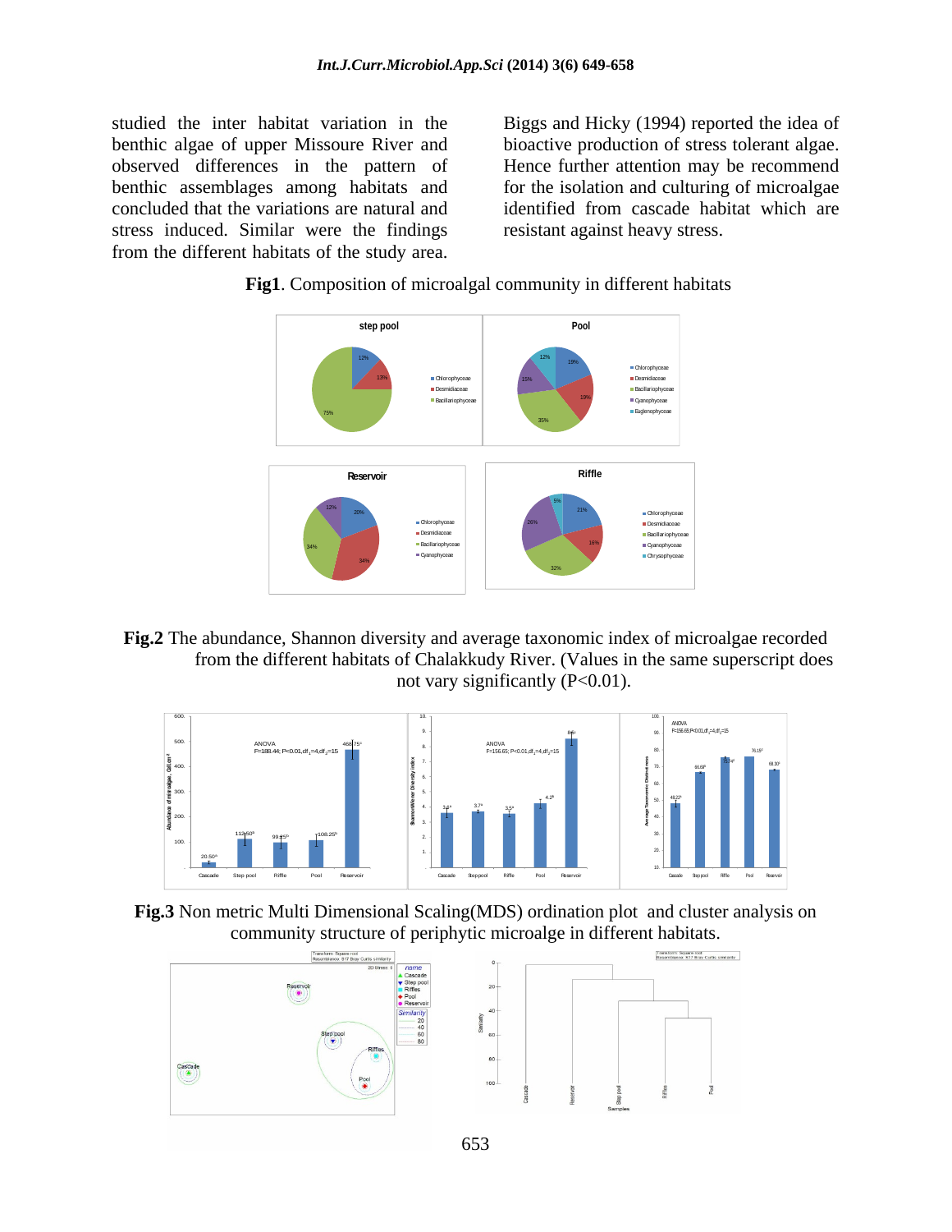studied the inter habitat variation in the benthic algae of upper Missoure River and observed differences in the pattern of benthic assemblages among habitats and concluded that the variations are natural and stress induced. Similar were the findings from the different habitats of the study area.

Biggs and Hicky (1994) reported the idea of bioactive production of stress tolerant algae. Hence further attention may be recommend for the isolation and culturing of microalgae identified from cascade habitat which are resistant against heavy stress.

**Fig1**. Composition of microalgal community in different habitats

step pool

12%
13%
75%

Chlorophyceae
Desmidiaceae
Bacillariophyceae

Pool

12%
19%
15%
19%
35%

Chlorophyceae
Desmidiaceae
Bacillariophyceae
Cyanophyceae
Euglenophyceae

Reservoir

12%
20%
34%
34%

Chlorophyceae
Desmidiaceae
Bacillariophyceae
Cyanophyceae

Riffle

5%
21%
26%
16%
32%

Chlorophyceae
Desmidiaceae
Bacillariophyceae
Cyanophyceae
Chrysophyceae

**Fig.2** The abundance, Shannon diversity and average taxonomic index of microalgae recorded from the different habitats of Chalakkudy River. (Values in the same superscript does not vary significantly (P<0.01).

ANOVA
F=188.44; P<0.01,df₁=4,df₂=15

20.50ᵃ
112.50ᵇ
99.75ᵇ
108.25ᵇ
468.75ᶜ

Cascade Step pool Riffle Pool Reservoir

ANOVA
F=156.65; P<0.01,df₁=4,df₂=15

3.6ᵃ
3.7ᵃ
3.5ᵃ
4.2ᵃ
8.5ᵇ

Cascade Step pool Riffle Pool Reservoir

ANOVA
F=156.65;P<0.01,df₁=4,df₂=15

48.22ᵃ
66.68ᵇ
75.74ᵈ
76.15ᵈ
68.30ᶜ

Cascade Step pool Riffle Pool Reservoir

**Fig.3** Non metric Multi Dimensional Scaling(MDS) ordination plot and cluster analysis on community structure of periphytic microalge in different habitats.

Transform: Square root
Resemblance: S17 Bray Curtis similarity

2D Stress: 0

name
Cascade
Step pool
Riffles
Pool
Reservoir

Similarity
20
40
60
80

Reservoir
Step pool
Riffles
Pool
Cascade

Transform: Square root
Resemblance: S17 Bray Curtis similarity

Similarity

Cascade
Reservoir
Step pool
Riffles
Pool

Samples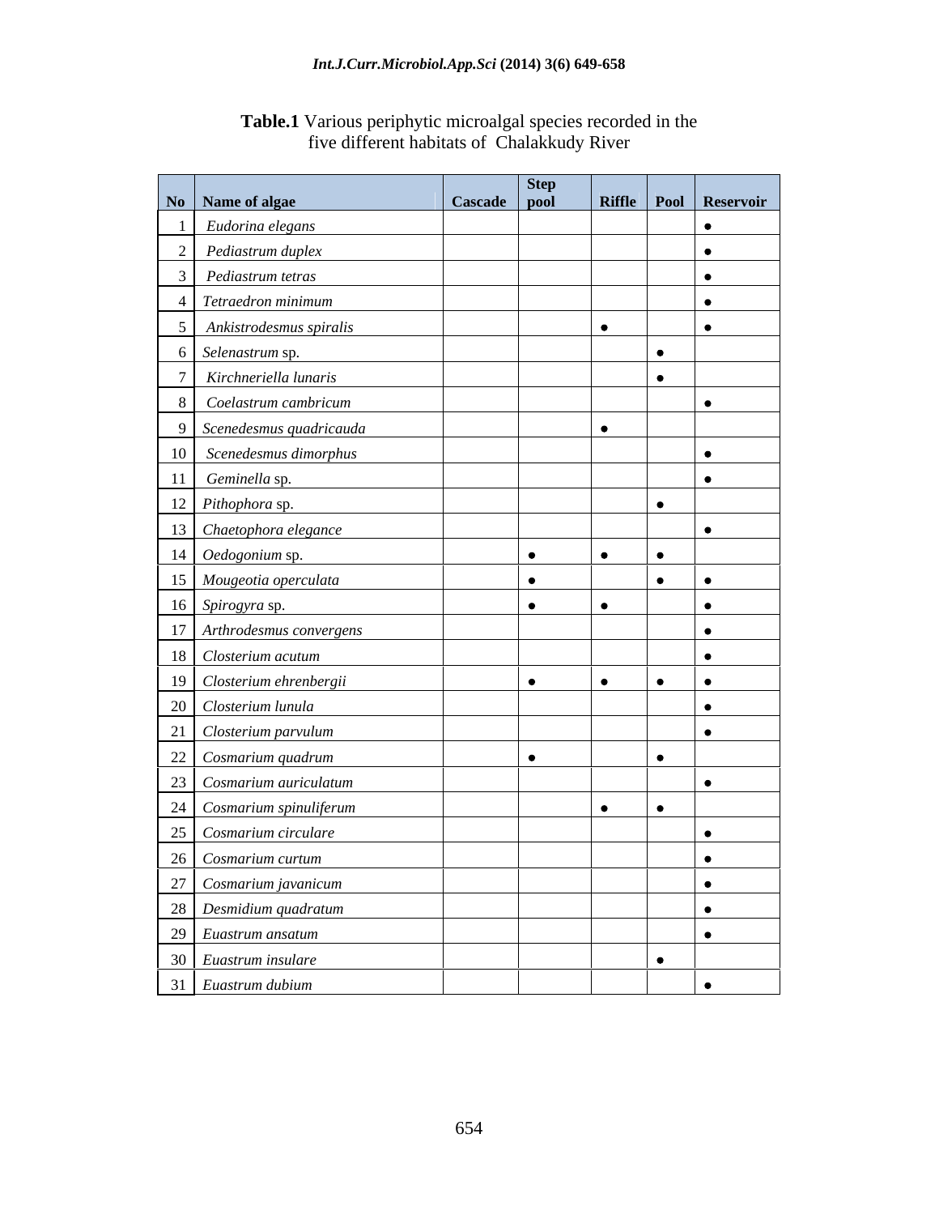**Table.1** Various periphytic microalgal species recorded in the five different habitats of Chalakkudy River

| No | Name of algae | Cascade | Step pool | Riffle | Pool | Reservoir |
|---|---|---|---|---|---|---|
| 1 | *Eudorina elegans* | | | | | ● |
| 2 | *Pediastrum duplex* | | | | | ● |
| 3 | *Pediastrum tetras* | | | | | ● |
| 4 | *Tetraedron minimum* | | | | | ● |
| 5 | *Ankistrodesmus spiralis* | | | ● | | ● |
| 6 | *Selenastrum* sp. | | | | ● | |
| 7 | *Kirchneriella lunaris* | | | | ● | |
| 8 | *Coelastrum cambricum* | | | | | ● |
| 9 | *Scenedesmus quadricauda* | | | ● | | |
| 10 | *Scenedesmus dimorphus* | | | | | ● |
| 11 | *Geminella* sp. | | | | | ● |
| 12 | *Pithophora* sp. | | | | ● | |
| 13 | *Chaetophora elegance* | | | | | ● |
| 14 | *Oedogonium* sp. | | ● | ● | ● | |
| 15 | *Mougeotia operculata* | | ● | | ● | ● |
| 16 | *Spirogyra* sp. | | ● | ● | | ● |
| 17 | *Arthrodesmus convergens* | | | | | ● |
| 18 | *Closterium acutum* | | | | | ● |
| 19 | *Closterium ehrenbergii* | | ● | ● | ● | ● |
| 20 | *Closterium lunula* | | | | | ● |
| 21 | *Closterium parvulum* | | | | | ● |
| 22 | *Cosmarium quadrum* | | ● | | ● | |
| 23 | *Cosmarium auriculatum* | | | | | ● |
| 24 | *Cosmarium spinuliferum* | | | ● | ● | |
| 25 | *Cosmarium circulare* | | | | | ● |
| 26 | *Cosmarium curtum* | | | | | ● |
| 27 | *Cosmarium javanicum* | | | | | ● |
| 28 | *Desmidium quadratum* | | | | | ● |
| 29 | *Euastrum ansatum* | | | | | ● |
| 30 | *Euastrum insulare* | | | | ● | |
| 31 | *Euastrum dubium* | | | | | ● |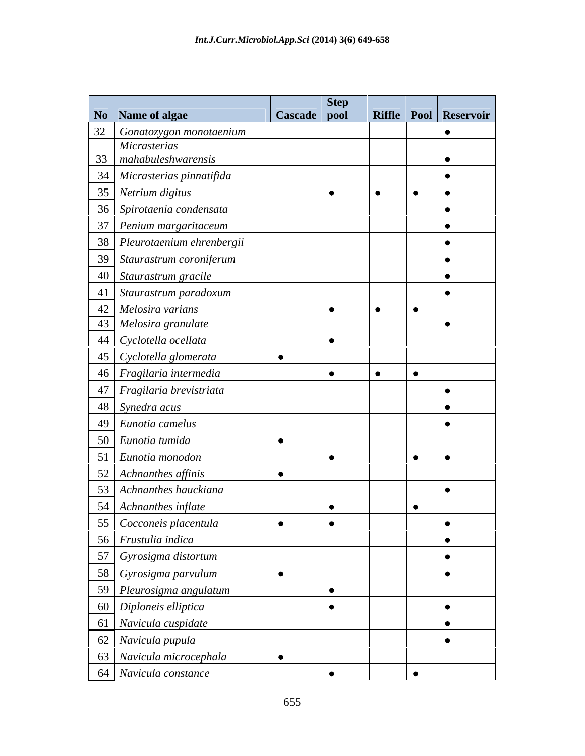| No | Name of algae | Cascade | Step pool | Riffle | Pool | Reservoir |
|---|---|---|---|---|---|---|
| 32 | *Gonatozygon monotaenium* | | | | | ● |
| 33 | *Micrasterias mahabuleshwarensis* | | | | | ● |
| 34 | *Micrasterias pinnatifida* | | | | | ● |
| 35 | *Netrium digitus* | | ● | ● | ● | ● |
| 36 | *Spirotaenia condensata* | | | | | ● |
| 37 | *Penium margaritaceum* | | | | | ● |
| 38 | *Pleurotaenium ehrenbergii* | | | | | ● |
| 39 | *Staurastrum coroniferum* | | | | | ● |
| 40 | *Staurastrum gracile* | | | | | ● |
| 41 | *Staurastrum paradoxum* | | | | | ● |
| 42 | *Melosira varians* | | ● | ● | ● | |
| 43 | *Melosira granulate* | | | | | ● |
| 44 | *Cyclotella ocellata* | | ● | | | |
| 45 | *Cyclotella glomerata* | ● | | | | |
| 46 | *Fragilaria intermedia* | | ● | ● | ● | |
| 47 | *Fragilaria brevistriata* | | | | | ● |
| 48 | *Synedra acus* | | | | | ● |
| 49 | *Eunotia camelus* | | | | | ● |
| 50 | *Eunotia tumida* | ● | | | | |
| 51 | *Eunotia monodon* | | ● | | ● | ● |
| 52 | *Achnanthes affinis* | ● | | | | |
| 53 | *Achnanthes hauckiana* | | | | | ● |
| 54 | *Achnanthes inflate* | | ● | | ● | |
| 55 | *Cocconeis placentula* | ● | ● | | | ● |
| 56 | *Frustulia indica* | | | | | ● |
| 57 | *Gyrosigma distortum* | | | | | ● |
| 58 | *Gyrosigma parvulum* | ● | | | | ● |
| 59 | *Pleurosigma angulatum* | | ● | | | |
| 60 | *Diploneis elliptica* | | ● | | | ● |
| 61 | *Navicula cuspidate* | | | | | ● |
| 62 | *Navicula pupula* | | | | | ● |
| 63 | *Navicula microcephala* | ● | | | | |
| 64 | *Navicula constance* | | ● | | ● | |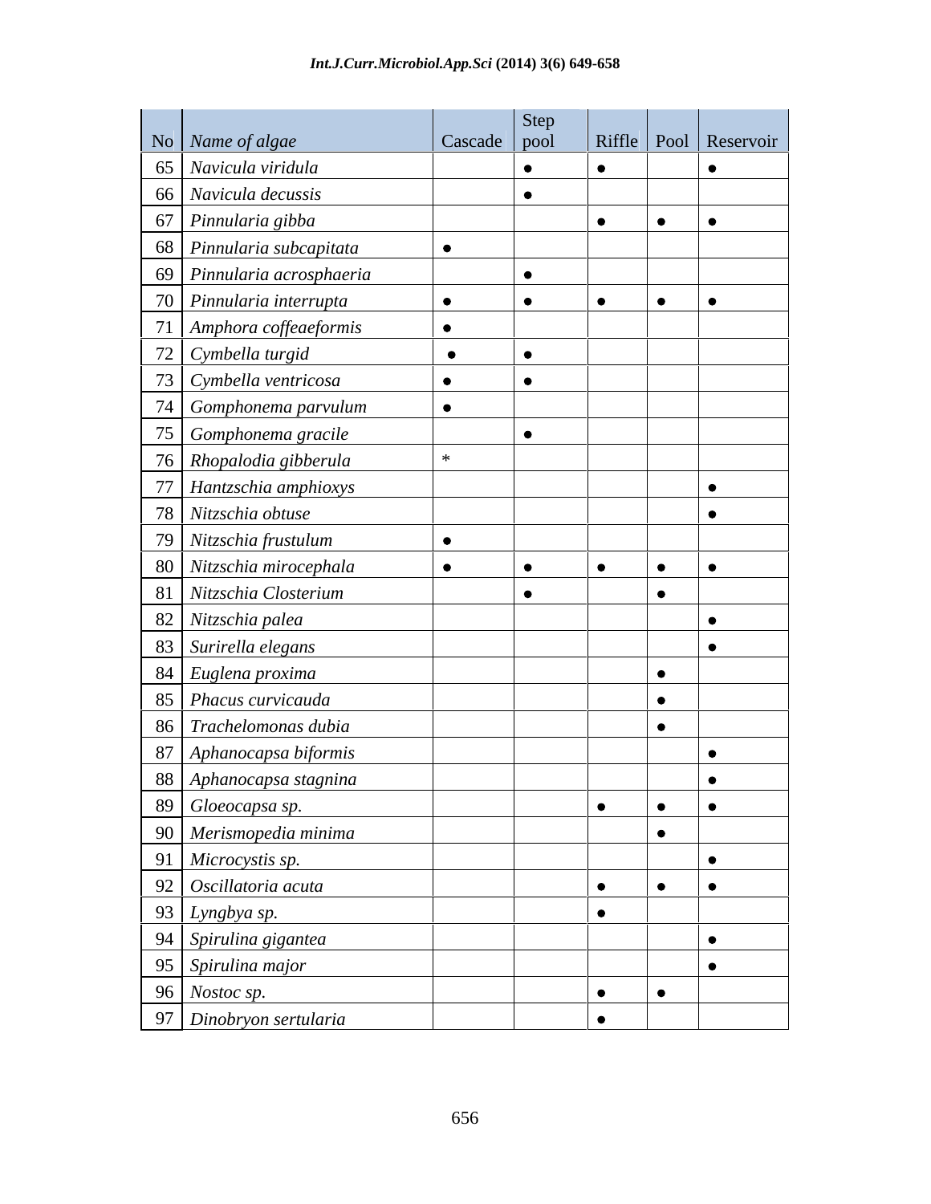| No | *Name of algae* | Cascade | Step pool | Riffle | Pool | Reservoir |
|---|---|---|---|---|---|---|
| 65 | *Navicula viridula* | | ● | ● | | ● |
| 66 | *Navicula decussis* | | ● | | | |
| 67 | *Pinnularia gibba* | | | ● | ● | ● |
| 68 | *Pinnularia subcapitata* | ● | | | | |
| 69 | *Pinnularia acrosphaeria* | | ● | | | |
| 70 | *Pinnularia interrupta* | ● | ● | ● | ● | ● |
| 71 | *Amphora coffeaeformis* | ● | | | | |
| 72 | *Cymbella turgid* | ● | ● | | | |
| 73 | *Cymbella ventricosa* | ● | ● | | | |
| 74 | *Gomphonema parvulum* | ● | | | | |
| 75 | *Gomphonema gracile* | | ● | | | |
| 76 | *Rhopalodia gibberula* | * | | | | |
| 77 | *Hantzschia amphioxys* | | | | | ● |
| 78 | *Nitzschia obtuse* | | | | | ● |
| 79 | *Nitzschia frustulum* | ● | | | | |
| 80 | *Nitzschia mirocephala* | ● | ● | ● | ● | ● |
| 81 | *Nitzschia Closterium* | | ● | | ● | |
| 82 | *Nitzschia palea* | | | | | ● |
| 83 | *Surirella elegans* | | | | | ● |
| 84 | *Euglena proxima* | | | | ● | |
| 85 | *Phacus curvicauda* | | | | ● | |
| 86 | *Trachelomonas dubia* | | | | ● | |
| 87 | *Aphanocapsa biformis* | | | | | ● |
| 88 | *Aphanocapsa stagnina* | | | | | ● |
| 89 | *Gloeocapsa sp.* | | | ● | ● | ● |
| 90 | *Merismopedia minima* | | | | ● | |
| 91 | *Microcystis sp.* | | | | | ● |
| 92 | *Oscillatoria acuta* | | | ● | ● | ● |
| 93 | *Lyngbya sp.* | | | ● | | |
| 94 | *Spirulina gigantea* | | | | | ● |
| 95 | *Spirulina major* | | | | | ● |
| 96 | *Nostoc sp.* | | | ● | ● | |
| 97 | *Dinobryon sertularia* | | | ● | | |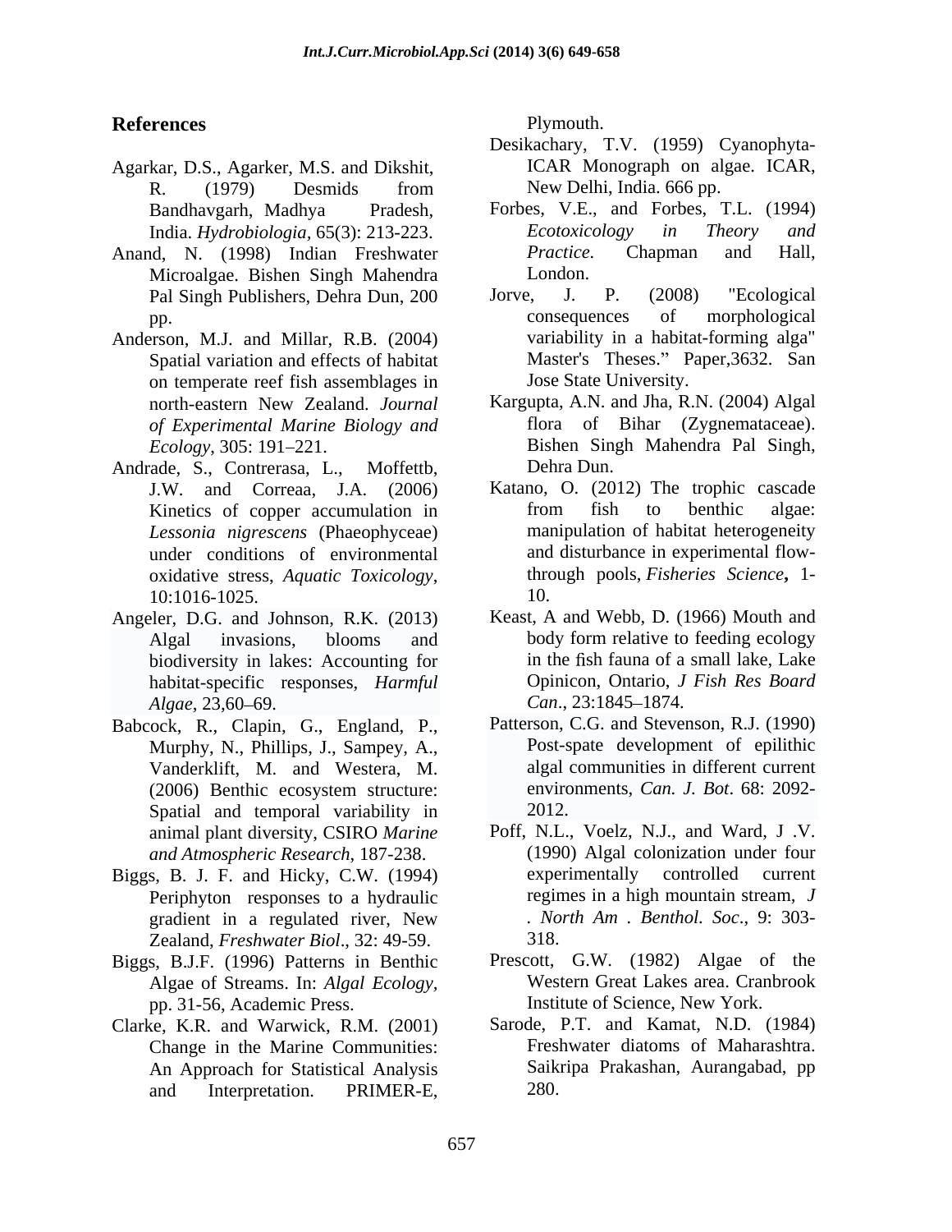## References

Agarkar, D.S., Agarker, M.S. and Dikshit, R. (1979) Desmids from Bandhavgarh, Madhya Pradesh, India. *Hydrobiologia*, 65(3): 213-223.

Anand, N. (1998) Indian Freshwater Microalgae. Bishen Singh Mahendra Pal Singh Publishers, Dehra Dun, 200 pp.

Anderson, M.J. and Millar, R.B. (2004) Spatial variation and effects of habitat on temperate reef fish assemblages in north-eastern New Zealand. *Journal of Experimental Marine Biology and Ecology*, 305: 191–221.

Andrade, S., Contrerasa, L., Moffettb, J.W. and Correaa, J.A. (2006) Kinetics of copper accumulation in *Lessonia nigrescens* (Phaeophyceae) under conditions of environmental oxidative stress, *Aquatic Toxicology*, 10:1016-1025.

Angeler, D.G. and Johnson, R.K. (2013) Algal invasions, blooms and biodiversity in lakes: Accounting for habitat-specific responses, *Harmful Algae*, 23,60–69.

Babcock, R., Clapin, G., England, P., Murphy, N., Phillips, J., Sampey, A., Vanderklift, M. and Westera, M. (2006) Benthic ecosystem structure: Spatial and temporal variability in animal plant diversity, CSIRO *Marine and Atmospheric Research*, 187-238.

Biggs, B. J. F. and Hicky, C.W. (1994) Periphyton responses to a hydraulic gradient in a regulated river, New Zealand, *Freshwater Biol*., 32: 49-59.

Biggs, B.J.F. (1996) Patterns in Benthic Algae of Streams. In: *Algal Ecology*, pp. 31-56, Academic Press.

Clarke, K.R. and Warwick, R.M. (2001) Change in the Marine Communities: An Approach for Statistical Analysis and Interpretation. PRIMER-E, Plymouth.

Desikachary, T.V. (1959) Cyanophyta-ICAR Monograph on algae. ICAR, New Delhi, India. 666 pp.

Forbes, V.E., and Forbes, T.L. (1994) *Ecotoxicology in Theory and Practice.* Chapman and Hall, London.

Jorve, J. P. (2008) "Ecological consequences of morphological variability in a habitat-forming alga" Master's Theses." Paper,3632. San Jose State University.

Kargupta, A.N. and Jha, R.N. (2004) Algal flora of Bihar (Zygnemataceae). Bishen Singh Mahendra Pal Singh, Dehra Dun.

Katano, O. (2012) The trophic cascade from fish to benthic algae: manipulation of habitat heterogeneity and disturbance in experimental flow-through pools, *Fisheries Science***,** 1-10.

Keast, A and Webb, D. (1966) Mouth and body form relative to feeding ecology in the fish fauna of a small lake, Lake Opinicon, Ontario, *J Fish Res Board Can*., 23:1845–1874.

Patterson, C.G. and Stevenson, R.J. (1990) Post-spate development of epilithic algal communities in different current environments, *Can. J. Bot*. 68: 2092-2012.

Poff, N.L., Voelz, N.J., and Ward, J .V. (1990) Algal colonization under four experimentally controlled current regimes in a high mountain stream, *J . North Am . Benthol. Soc*., 9: 303-318.

Prescott, G.W. (1982) Algae of the Western Great Lakes area. Cranbrook Institute of Science, New York.

Sarode, P.T. and Kamat, N.D. (1984) Freshwater diatoms of Maharashtra. Saikripa Prakashan, Aurangabad, pp 280.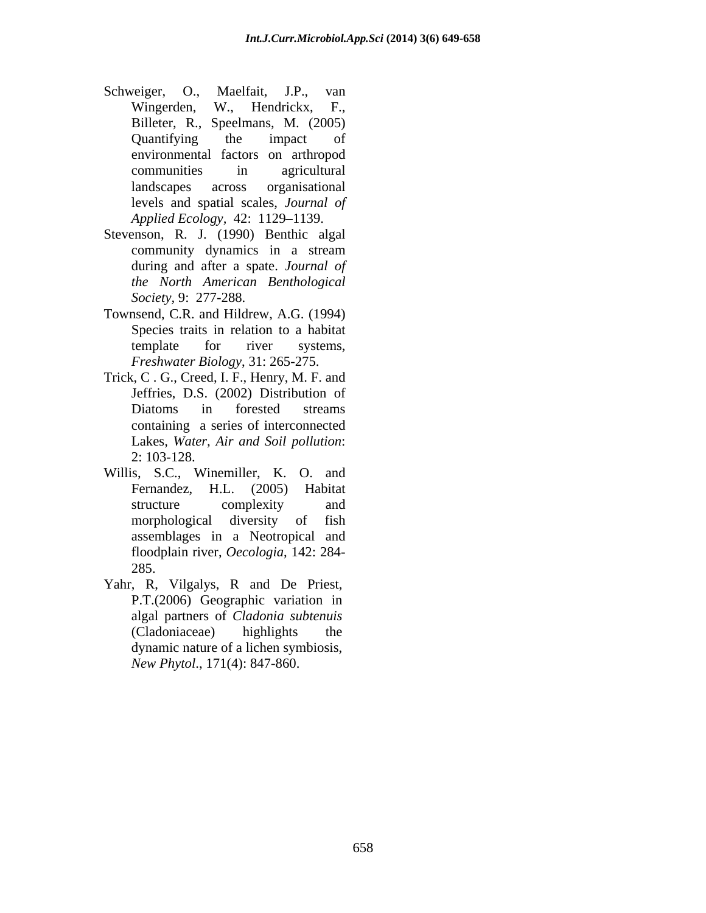Schweiger, O., Maelfait, J.P., van Wingerden, W., Hendrickx, F., Billeter, R., Speelmans, M. (2005) Quantifying the impact of environmental factors on arthropod communities in agricultural landscapes across organisational levels and spatial scales, *Journal of Applied Ecology*, 42: 1129–1139.

Stevenson, R. J. (1990) Benthic algal community dynamics in a stream during and after a spate. *Journal of the North American Benthological Society*, 9: 277-288.

Townsend, C.R. and Hildrew, A.G. (1994) Species traits in relation to a habitat template for river systems, *Freshwater Biology*, 31: 265-275.

Trick, C . G., Creed, I. F., Henry, M. F. and Jeffries, D.S. (2002) Distribution of Diatoms in forested streams containing a series of interconnected Lakes, *Water, Air and Soil pollution*: 2: 103-128.

Willis, S.C., Winemiller, K. O. and Fernandez, H.L. (2005) Habitat structure complexity and morphological diversity of fish assemblages in a Neotropical and floodplain river, *Oecologia*, 142: 284-285.

Yahr, R, Vilgalys, R and De Priest, P.T.(2006) Geographic variation in algal partners of *Cladonia subtenuis* (Cladoniaceae) highlights the dynamic nature of a lichen symbiosis, *New Phytol*., 171(4): 847-860.